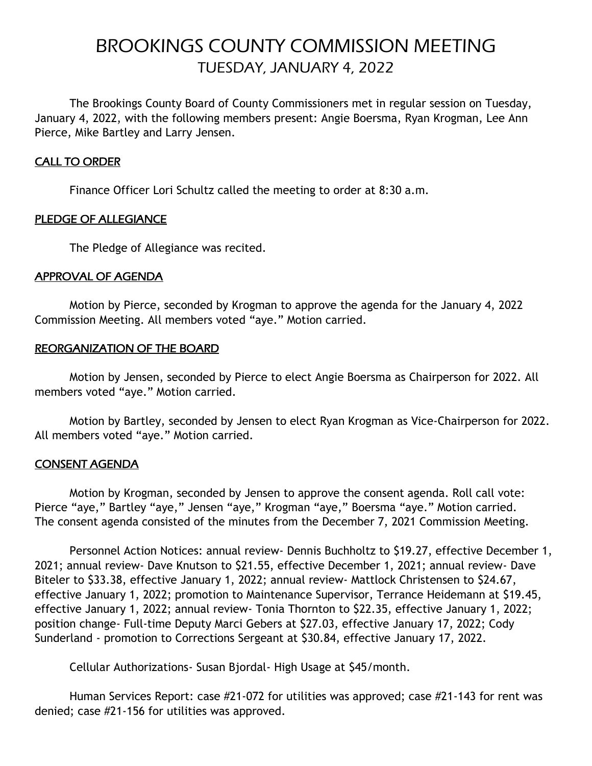# BROOKINGS COUNTY COMMISSION MEETING

## TUESDAY, JANUARY 4, 2022

The Brookings County Board of County Commissioners met in regular session on Tuesday, January 4, 2022, with the following members present: Angie Boersma, Ryan Krogman, Lee Ann Pierce, Mike Bartley and Larry Jensen.

### CALL TO ORDER

Finance Officer Lori Schultz called the meeting to order at 8:30 a.m.

### PLEDGE OF ALLEGIANCE

The Pledge of Allegiance was recited.

### APPROVAL OF AGENDA

Motion by Pierce, seconded by Krogman to approve the agenda for the January 4, 2022 Commission Meeting. All members voted "aye." Motion carried.

### REORGANIZATION OF THE BOARD

Motion by Jensen, seconded by Pierce to elect Angie Boersma as Chairperson for 2022. All members voted "aye." Motion carried.

Motion by Bartley, seconded by Jensen to elect Ryan Krogman as Vice-Chairperson for 2022. All members voted "aye." Motion carried.

### CONSENT AGENDA

Motion by Krogman, seconded by Jensen to approve the consent agenda. Roll call vote: Pierce "aye," Bartley "aye," Jensen "aye," Krogman "aye," Boersma "aye." Motion carried. The consent agenda consisted of the minutes from the December 7, 2021 Commission Meeting.

Personnel Action Notices: annual review- Dennis Buchholtz to $19.27, effective December 1, 2021; annual review- Dave Knutson to $21.55, effective December 1, 2021; annual review- Dave Biteler to $33.38, effective January 1, 2022; annual review- Mattlock Christensen to $24.67, effective January 1, 2022; promotion to Maintenance Supervisor, Terrance Heidemann at $19.45, effective January 1, 2022; annual review- Tonia Thornton to $22.35, effective January 1, 2022; position change- Full-time Deputy Marci Gebers at $27.03, effective January 17, 2022; Cody Sunderland - promotion to Corrections Sergeant at $30.84, effective January 17, 2022.

Cellular Authorizations- Susan Bjordal- High Usage at $45/month.

Human Services Report: case #21-072 for utilities was approved; case #21-143 for rent was denied; case #21-156 for utilities was approved.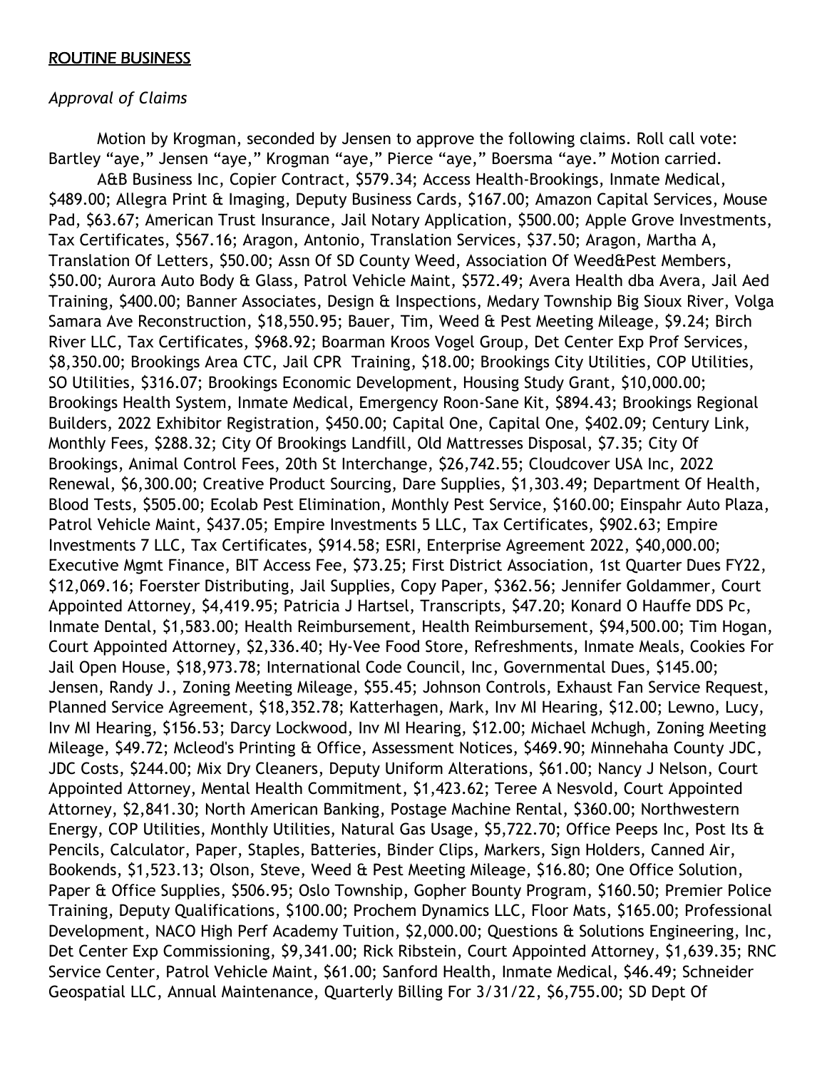## ROUTINE BUSINESS

### *Approval of Claims*

Motion by Krogman, seconded by Jensen to approve the following claims. Roll call vote: Bartley "aye," Jensen "aye," Krogman "aye," Pierce "aye," Boersma "aye." Motion carried.

A&B Business Inc, Copier Contract, $579.34; Access Health-Brookings, Inmate Medical, $489.00; Allegra Print & Imaging, Deputy Business Cards, $167.00; Amazon Capital Services, Mouse Pad, $63.67; American Trust Insurance, Jail Notary Application, $500.00; Apple Grove Investments, Tax Certificates, $567.16; Aragon, Antonio, Translation Services, $37.50; Aragon, Martha A, Translation Of Letters, $50.00; Assn Of SD County Weed, Association Of Weed&Pest Members, $50.00; Aurora Auto Body & Glass, Patrol Vehicle Maint, $572.49; Avera Health dba Avera, Jail Aed Training, $400.00; Banner Associates, Design & Inspections, Medary Township Big Sioux River, Volga Samara Ave Reconstruction, $18,550.95; Bauer, Tim, Weed & Pest Meeting Mileage, $9.24; Birch River LLC, Tax Certificates, $968.92; Boarman Kroos Vogel Group, Det Center Exp Prof Services, $8,350.00; Brookings Area CTC, Jail CPR Training, $18.00; Brookings City Utilities, COP Utilities, SO Utilities, $316.07; Brookings Economic Development, Housing Study Grant, $10,000.00; Brookings Health System, Inmate Medical, Emergency Roon-Sane Kit, $894.43; Brookings Regional Builders, 2022 Exhibitor Registration, $450.00; Capital One, Capital One, $402.09; Century Link, Monthly Fees, $288.32; City Of Brookings Landfill, Old Mattresses Disposal, $7.35; City Of Brookings, Animal Control Fees, 20th St Interchange, $26,742.55; Cloudcover USA Inc, 2022 Renewal, $6,300.00; Creative Product Sourcing, Dare Supplies, $1,303.49; Department Of Health, Blood Tests, $505.00; Ecolab Pest Elimination, Monthly Pest Service, $160.00; Einspahr Auto Plaza, Patrol Vehicle Maint, $437.05; Empire Investments 5 LLC, Tax Certificates, $902.63; Empire Investments 7 LLC, Tax Certificates, $914.58; ESRI, Enterprise Agreement 2022, $40,000.00; Executive Mgmt Finance, BIT Access Fee, $73.25; First District Association, 1st Quarter Dues FY22, $12,069.16; Foerster Distributing, Jail Supplies, Copy Paper, $362.56; Jennifer Goldammer, Court Appointed Attorney, $4,419.95; Patricia J Hartsel, Transcripts, $47.20; Konard O Hauffe DDS Pc, Inmate Dental, $1,583.00; Health Reimbursement, Health Reimbursement, $94,500.00; Tim Hogan, Court Appointed Attorney, $2,336.40; Hy-Vee Food Store, Refreshments, Inmate Meals, Cookies For Jail Open House, $18,973.78; International Code Council, Inc, Governmental Dues, $145.00; Jensen, Randy J., Zoning Meeting Mileage, $55.45; Johnson Controls, Exhaust Fan Service Request, Planned Service Agreement, $18,352.78; Katterhagen, Mark, Inv MI Hearing, $12.00; Lewno, Lucy, Inv MI Hearing, $156.53; Darcy Lockwood, Inv MI Hearing, $12.00; Michael Mchugh, Zoning Meeting Mileage, $49.72; Mcleod's Printing & Office, Assessment Notices, $469.90; Minnehaha County JDC, JDC Costs, $244.00; Mix Dry Cleaners, Deputy Uniform Alterations, $61.00; Nancy J Nelson, Court Appointed Attorney, Mental Health Commitment, $1,423.62; Teree A Nesvold, Court Appointed Attorney, $2,841.30; North American Banking, Postage Machine Rental, $360.00; Northwestern Energy, COP Utilities, Monthly Utilities, Natural Gas Usage, $5,722.70; Office Peeps Inc, Post Its & Pencils, Calculator, Paper, Staples, Batteries, Binder Clips, Markers, Sign Holders, Canned Air, Bookends, $1,523.13; Olson, Steve, Weed & Pest Meeting Mileage, $16.80; One Office Solution, Paper & Office Supplies, $506.95; Oslo Township, Gopher Bounty Program, $160.50; Premier Police Training, Deputy Qualifications, $100.00; Prochem Dynamics LLC, Floor Mats, $165.00; Professional Development, NACO High Perf Academy Tuition, $2,000.00; Questions & Solutions Engineering, Inc, Det Center Exp Commissioning, $9,341.00; Rick Ribstein, Court Appointed Attorney, $1,639.35; RNC Service Center, Patrol Vehicle Maint, $61.00; Sanford Health, Inmate Medical, $46.49; Schneider Geospatial LLC, Annual Maintenance, Quarterly Billing For 3/31/22, $6,755.00; SD Dept Of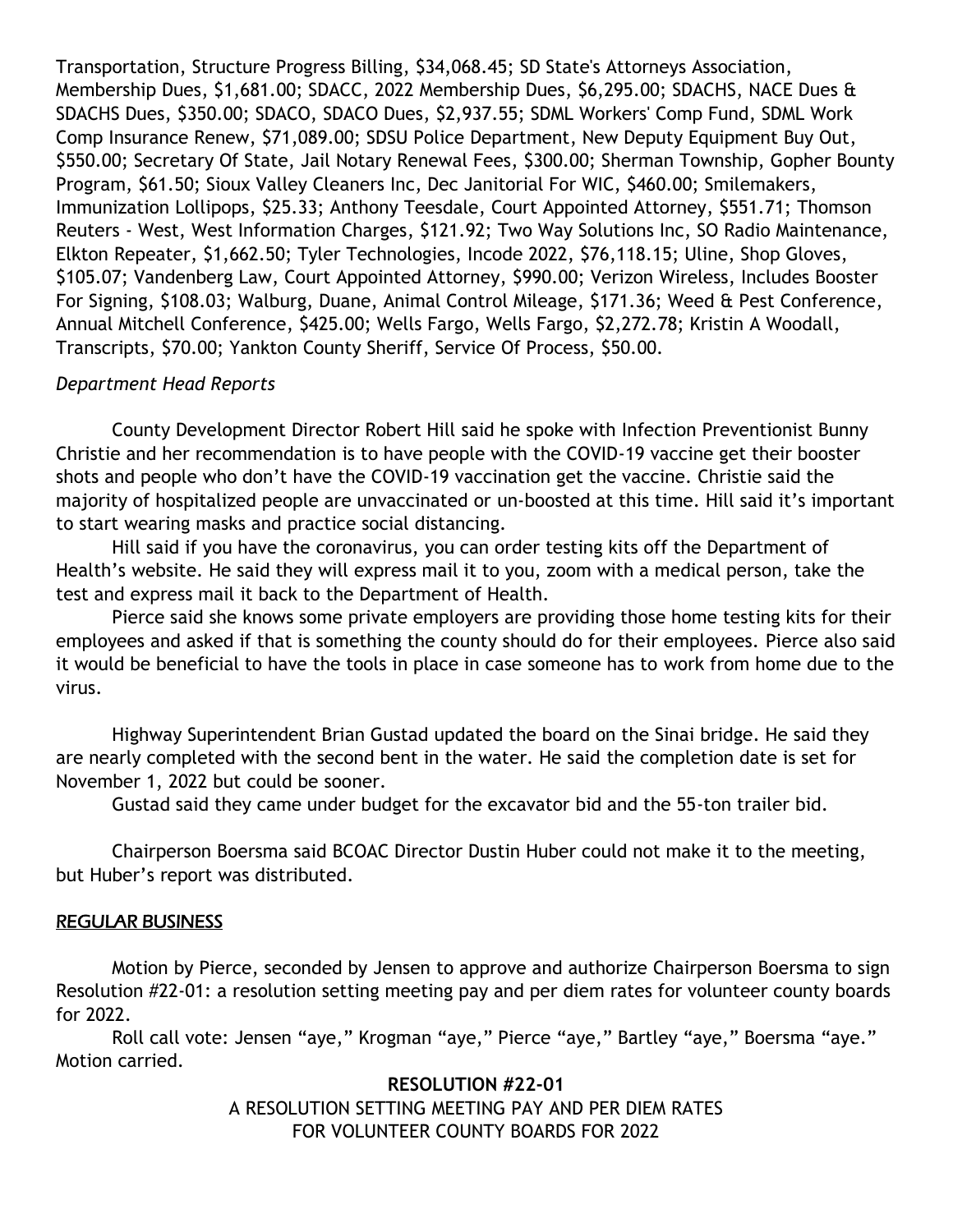Transportation, Structure Progress Billing, $34,068.45; SD State's Attorneys Association, Membership Dues, $1,681.00; SDACC, 2022 Membership Dues, $6,295.00; SDACHS, NACE Dues & SDACHS Dues, $350.00; SDACO, SDACO Dues, $2,937.55; SDML Workers' Comp Fund, SDML Work Comp Insurance Renew, $71,089.00; SDSU Police Department, New Deputy Equipment Buy Out, $550.00; Secretary Of State, Jail Notary Renewal Fees, $300.00; Sherman Township, Gopher Bounty Program, $61.50; Sioux Valley Cleaners Inc, Dec Janitorial For WIC, $460.00; Smilemakers, Immunization Lollipops, $25.33; Anthony Teesdale, Court Appointed Attorney, $551.71; Thomson Reuters - West, West Information Charges, $121.92; Two Way Solutions Inc, SO Radio Maintenance, Elkton Repeater, $1,662.50; Tyler Technologies, Incode 2022, $76,118.15; Uline, Shop Gloves, $105.07; Vandenberg Law, Court Appointed Attorney, $990.00; Verizon Wireless, Includes Booster For Signing, $108.03; Walburg, Duane, Animal Control Mileage, $171.36; Weed & Pest Conference, Annual Mitchell Conference, $425.00; Wells Fargo, Wells Fargo, $2,272.78; Kristin A Woodall, Transcripts, $70.00; Yankton County Sheriff, Service Of Process, $50.00.

*Department Head Reports*

County Development Director Robert Hill said he spoke with Infection Preventionist Bunny Christie and her recommendation is to have people with the COVID-19 vaccine get their booster shots and people who don't have the COVID-19 vaccination get the vaccine. Christie said the majority of hospitalized people are unvaccinated or un-boosted at this time. Hill said it's important to start wearing masks and practice social distancing.

Hill said if you have the coronavirus, you can order testing kits off the Department of Health's website. He said they will express mail it to you, zoom with a medical person, take the test and express mail it back to the Department of Health.

Pierce said she knows some private employers are providing those home testing kits for their employees and asked if that is something the county should do for their employees. Pierce also said it would be beneficial to have the tools in place in case someone has to work from home due to the virus.

Highway Superintendent Brian Gustad updated the board on the Sinai bridge. He said they are nearly completed with the second bent in the water. He said the completion date is set for November 1, 2022 but could be sooner.

Gustad said they came under budget for the excavator bid and the 55-ton trailer bid.

Chairperson Boersma said BCOAC Director Dustin Huber could not make it to the meeting, but Huber's report was distributed.

## REGULAR BUSINESS

Motion by Pierce, seconded by Jensen to approve and authorize Chairperson Boersma to sign Resolution #22-01: a resolution setting meeting pay and per diem rates for volunteer county boards for 2022.

Roll call vote: Jensen "aye," Krogman "aye," Pierce "aye," Bartley "aye," Boersma "aye." Motion carried.

**RESOLUTION #22-01**

A RESOLUTION SETTING MEETING PAY AND PER DIEM RATES FOR VOLUNTEER COUNTY BOARDS FOR 2022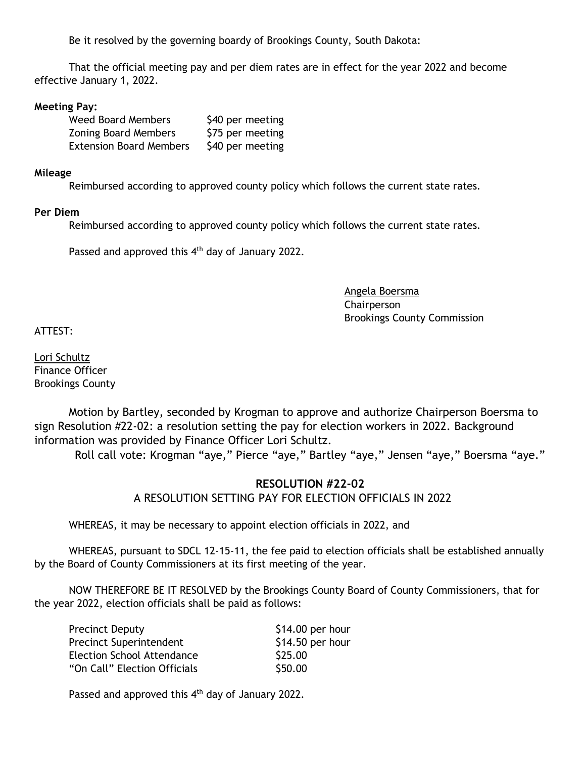Be it resolved by the governing boardy of Brookings County, South Dakota:

That the official meeting pay and per diem rates are in effect for the year 2022 and become effective January 1, 2022.

**Meeting Pay:**

| | |
|---|---|
| Weed Board Members | $40 per meeting |
| Zoning Board Members | $75 per meeting |
| Extension Board Members | $40 per meeting |

**Mileage**

Reimbursed according to approved county policy which follows the current state rates.

**Per Diem**

Reimbursed according to approved county policy which follows the current state rates.

Passed and approved this 4th day of January 2022.

Angela Boersma
Chairperson
Brookings County Commission

ATTEST:

Lori Schultz
Finance Officer
Brookings County

Motion by Bartley, seconded by Krogman to approve and authorize Chairperson Boersma to sign Resolution #22-02: a resolution setting the pay for election workers in 2022. Background information was provided by Finance Officer Lori Schultz.

Roll call vote: Krogman "aye," Pierce "aye," Bartley "aye," Jensen "aye," Boersma "aye."

**RESOLUTION #22-02**

A RESOLUTION SETTING PAY FOR ELECTION OFFICIALS IN 2022

WHEREAS, it may be necessary to appoint election officials in 2022, and

WHEREAS, pursuant to SDCL 12-15-11, the fee paid to election officials shall be established annually by the Board of County Commissioners at its first meeting of the year.

NOW THEREFORE BE IT RESOLVED by the Brookings County Board of County Commissioners, that for the year 2022, election officials shall be paid as follows:

| | |
|---|---|
| Precinct Deputy | $14.00 per hour |
| Precinct Superintendent | $14.50 per hour |
| Election School Attendance | $25.00 |
| "On Call" Election Officials | $50.00 |

Passed and approved this 4th day of January 2022.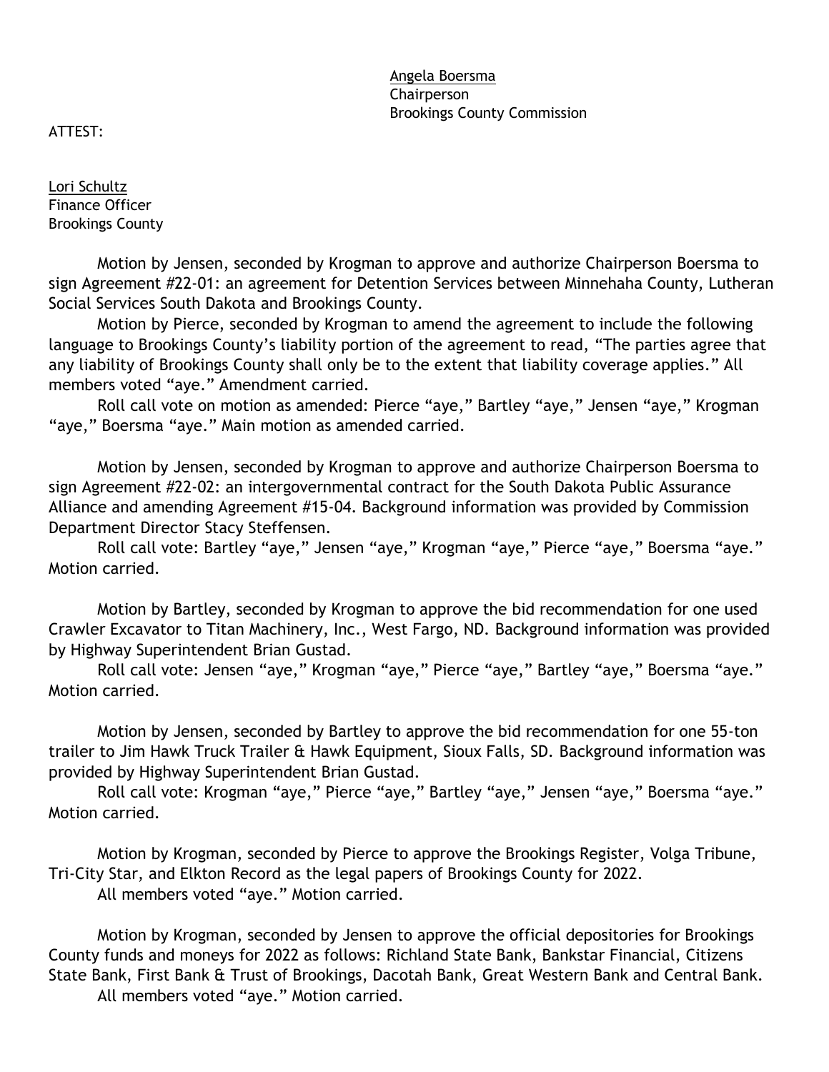Angela Boersma
Chairperson
Brookings County Commission

ATTEST:

Lori Schultz
Finance Officer
Brookings County

Motion by Jensen, seconded by Krogman to approve and authorize Chairperson Boersma to sign Agreement #22-01: an agreement for Detention Services between Minnehaha County, Lutheran Social Services South Dakota and Brookings County.

Motion by Pierce, seconded by Krogman to amend the agreement to include the following language to Brookings County's liability portion of the agreement to read, "The parties agree that any liability of Brookings County shall only be to the extent that liability coverage applies." All members voted "aye." Amendment carried.

Roll call vote on motion as amended: Pierce "aye," Bartley "aye," Jensen "aye," Krogman "aye," Boersma "aye." Main motion as amended carried.

Motion by Jensen, seconded by Krogman to approve and authorize Chairperson Boersma to sign Agreement #22-02: an intergovernmental contract for the South Dakota Public Assurance Alliance and amending Agreement #15-04. Background information was provided by Commission Department Director Stacy Steffensen.

Roll call vote: Bartley "aye," Jensen "aye," Krogman "aye," Pierce "aye," Boersma "aye." Motion carried.

Motion by Bartley, seconded by Krogman to approve the bid recommendation for one used Crawler Excavator to Titan Machinery, Inc., West Fargo, ND. Background information was provided by Highway Superintendent Brian Gustad.

Roll call vote: Jensen "aye," Krogman "aye," Pierce "aye," Bartley "aye," Boersma "aye." Motion carried.

Motion by Jensen, seconded by Bartley to approve the bid recommendation for one 55-ton trailer to Jim Hawk Truck Trailer & Hawk Equipment, Sioux Falls, SD. Background information was provided by Highway Superintendent Brian Gustad.

Roll call vote: Krogman "aye," Pierce "aye," Bartley "aye," Jensen "aye," Boersma "aye." Motion carried.

Motion by Krogman, seconded by Pierce to approve the Brookings Register, Volga Tribune, Tri-City Star, and Elkton Record as the legal papers of Brookings County for 2022.

All members voted "aye." Motion carried.

Motion by Krogman, seconded by Jensen to approve the official depositories for Brookings County funds and moneys for 2022 as follows: Richland State Bank, Bankstar Financial, Citizens State Bank, First Bank & Trust of Brookings, Dacotah Bank, Great Western Bank and Central Bank.

All members voted "aye." Motion carried.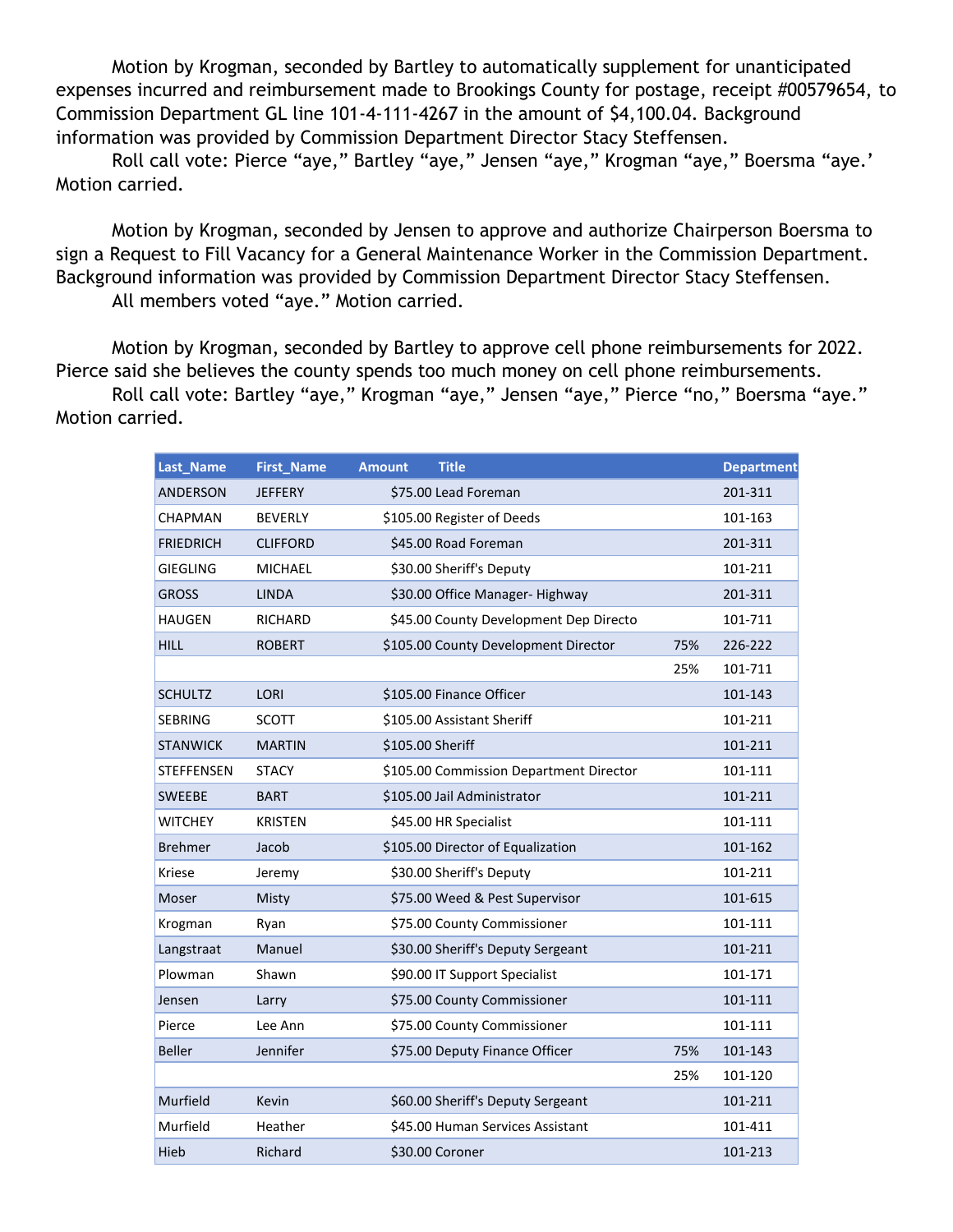Motion by Krogman, seconded by Bartley to automatically supplement for unanticipated expenses incurred and reimbursement made to Brookings County for postage, receipt #00579654, to Commission Department GL line 101-4-111-4267 in the amount of $4,100.04. Background information was provided by Commission Department Director Stacy Steffensen.

Roll call vote: Pierce "aye," Bartley "aye," Jensen "aye," Krogman "aye," Boersma "aye.' Motion carried.

Motion by Krogman, seconded by Jensen to approve and authorize Chairperson Boersma to sign a Request to Fill Vacancy for a General Maintenance Worker in the Commission Department. Background information was provided by Commission Department Director Stacy Steffensen.

All members voted "aye." Motion carried.

Motion by Krogman, seconded by Bartley to approve cell phone reimbursements for 2022. Pierce said she believes the county spends too much money on cell phone reimbursements.

Roll call vote: Bartley "aye," Krogman "aye," Jensen "aye," Pierce "no," Boersma "aye." Motion carried.

| Last_Name | First_Name | Amount | Title | | Department |
|---|---|---|---|---|---|
| ANDERSON | JEFFERY | $75.00 | Lead Foreman | | 201-311 |
| CHAPMAN | BEVERLY | $105.00 | Register of Deeds | | 101-163 |
| FRIEDRICH | CLIFFORD | $45.00 | Road Foreman | | 201-311 |
| GIEGLING | MICHAEL | $30.00 | Sheriff's Deputy | | 101-211 |
| GROSS | LINDA | $30.00 | Office Manager- Highway | | 201-311 |
| HAUGEN | RICHARD | $45.00 | County Development Dep Directo | | 101-711 |
| HILL | ROBERT | $105.00 | County Development Director | 75% | 226-222 |
| | | | | 25% | 101-711 |
| SCHULTZ | LORI | $105.00 | Finance Officer | | 101-143 |
| SEBRING | SCOTT | $105.00 | Assistant Sheriff | | 101-211 |
| STANWICK | MARTIN | $105.00 | Sheriff | | 101-211 |
| STEFFENSEN | STACY | $105.00 | Commission Department Director | | 101-111 |
| SWEEBE | BART | $105.00 | Jail Administrator | | 101-211 |
| WITCHEY | KRISTEN | $45.00 | HR Specialist | | 101-111 |
| Brehmer | Jacob | $105.00 | Director of Equalization | | 101-162 |
| Kriese | Jeremy | $30.00 | Sheriff's Deputy | | 101-211 |
| Moser | Misty | $75.00 | Weed & Pest Supervisor | | 101-615 |
| Krogman | Ryan | $75.00 | County Commissioner | | 101-111 |
| Langstraat | Manuel | $30.00 | Sheriff's Deputy Sergeant | | 101-211 |
| Plowman | Shawn | $90.00 | IT Support Specialist | | 101-171 |
| Jensen | Larry | $75.00 | County Commissioner | | 101-111 |
| Pierce | Lee Ann | $75.00 | County Commissioner | | 101-111 |
| Beller | Jennifer | $75.00 | Deputy Finance Officer | 75% | 101-143 |
| | | | | 25% | 101-120 |
| Murfield | Kevin | $60.00 | Sheriff's Deputy Sergeant | | 101-211 |
| Murfield | Heather | $45.00 | Human Services Assistant | | 101-411 |
| Hieb | Richard | $30.00 | Coroner | | 101-213 |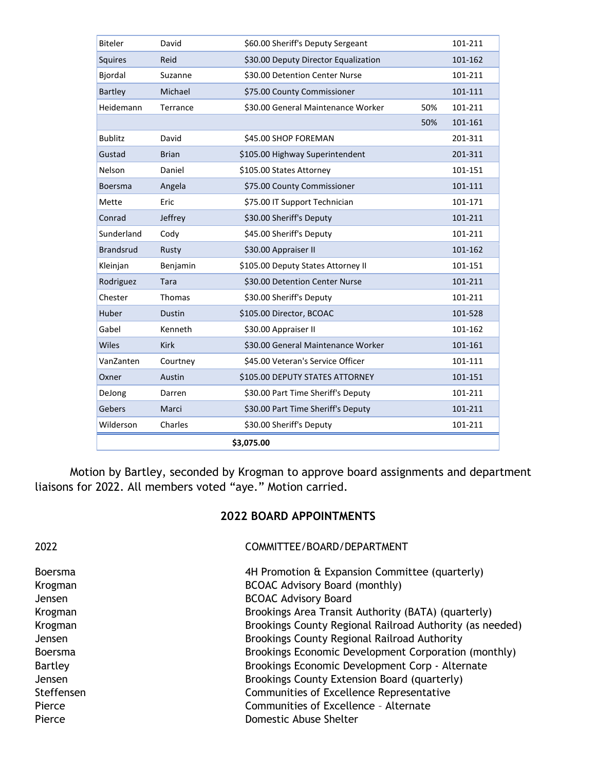| | | | | |
|---|---|---|---|---|
| Biteler | David | $60.00 Sheriff's Deputy Sergeant | | 101-211 |
| Squires | Reid | $30.00 Deputy Director Equalization | | 101-162 |
| Bjordal | Suzanne | $30.00 Detention Center Nurse | | 101-211 |
| Bartley | Michael | $75.00 County Commissioner | | 101-111 |
| Heidemann | Terrance | $30.00 General Maintenance Worker | 50% | 101-211 |
| | | | 50% | 101-161 |
| Bublitz | David | $45.00 SHOP FOREMAN | | 201-311 |
| Gustad | Brian | $105.00 Highway Superintendent | | 201-311 |
| Nelson | Daniel | $105.00 States Attorney | | 101-151 |
| Boersma | Angela | $75.00 County Commissioner | | 101-111 |
| Mette | Eric | $75.00 IT Support Technician | | 101-171 |
| Conrad | Jeffrey | $30.00 Sheriff's Deputy | | 101-211 |
| Sunderland | Cody | $45.00 Sheriff's Deputy | | 101-211 |
| Brandsrud | Rusty | $30.00 Appraiser II | | 101-162 |
| Kleinjan | Benjamin | $105.00 Deputy States Attorney II | | 101-151 |
| Rodriguez | Tara | $30.00 Detention Center Nurse | | 101-211 |
| Chester | Thomas | $30.00 Sheriff's Deputy | | 101-211 |
| Huber | Dustin | $105.00 Director, BCOAC | | 101-528 |
| Gabel | Kenneth | $30.00 Appraiser II | | 101-162 |
| Wiles | Kirk | $30.00 General Maintenance Worker | | 101-161 |
| VanZanten | Courtney | $45.00 Veteran's Service Officer | | 101-111 |
| Oxner | Austin | $105.00 DEPUTY STATES ATTORNEY | | 101-151 |
| DeJong | Darren | $30.00 Part Time Sheriff's Deputy | | 101-211 |
| Gebers | Marci | $30.00 Part Time Sheriff's Deputy | | 101-211 |
| Wilderson | Charles | $30.00 Sheriff's Deputy | | 101-211 |
| | | $3,075.00 | | |

Motion by Bartley, seconded by Krogman to approve board assignments and department liaisons for 2022. All members voted "aye." Motion carried.

## 2022 BOARD APPOINTMENTS

| 2022 | COMMITTEE/BOARD/DEPARTMENT |
|---|---|
| Boersma | 4H Promotion & Expansion Committee (quarterly) |
| Krogman | BCOAC Advisory Board (monthly) |
| Jensen | BCOAC Advisory Board |
| Krogman | Brookings Area Transit Authority (BATA) (quarterly) |
| Krogman | Brookings County Regional Railroad Authority (as needed) |
| Jensen | Brookings County Regional Railroad Authority |
| Boersma | Brookings Economic Development Corporation (monthly) |
| Bartley | Brookings Economic Development Corp - Alternate |
| Jensen | Brookings County Extension Board (quarterly) |
| Steffensen | Communities of Excellence Representative |
| Pierce | Communities of Excellence – Alternate |
| Pierce | Domestic Abuse Shelter |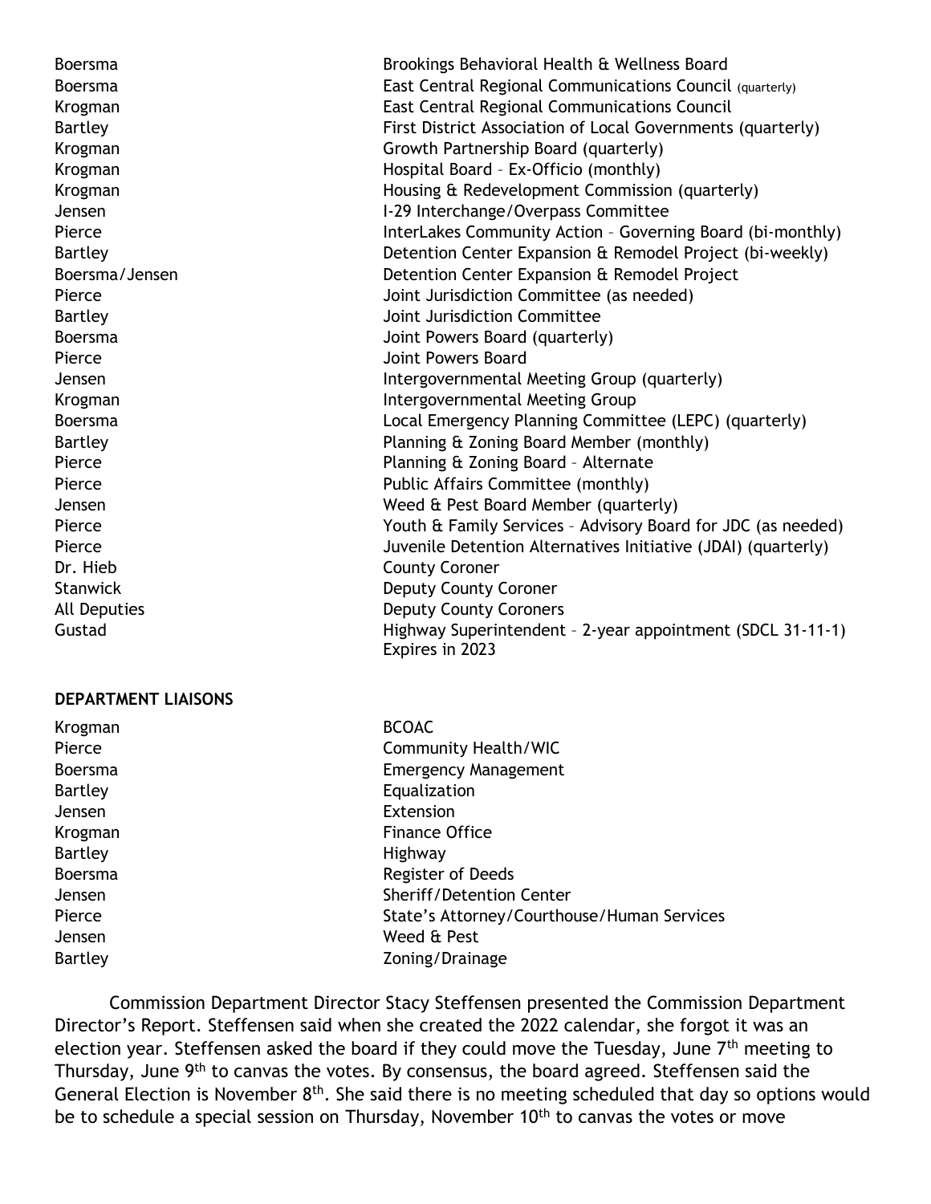| | |
|---|---|
| Boersma | Brookings Behavioral Health & Wellness Board |
| Boersma | East Central Regional Communications Council (quarterly) |
| Krogman | East Central Regional Communications Council |
| Bartley | First District Association of Local Governments (quarterly) |
| Krogman | Growth Partnership Board (quarterly) |
| Krogman | Hospital Board – Ex-Officio (monthly) |
| Krogman | Housing & Redevelopment Commission (quarterly) |
| Jensen | I-29 Interchange/Overpass Committee |
| Pierce | InterLakes Community Action – Governing Board (bi-monthly) |
| Bartley | Detention Center Expansion & Remodel Project (bi-weekly) |
| Boersma/Jensen | Detention Center Expansion & Remodel Project |
| Pierce | Joint Jurisdiction Committee (as needed) |
| Bartley | Joint Jurisdiction Committee |
| Boersma | Joint Powers Board (quarterly) |
| Pierce | Joint Powers Board |
| Jensen | Intergovernmental Meeting Group (quarterly) |
| Krogman | Intergovernmental Meeting Group |
| Boersma | Local Emergency Planning Committee (LEPC) (quarterly) |
| Bartley | Planning & Zoning Board Member (monthly) |
| Pierce | Planning & Zoning Board – Alternate |
| Pierce | Public Affairs Committee (monthly) |
| Jensen | Weed & Pest Board Member (quarterly) |
| Pierce | Youth & Family Services – Advisory Board for JDC (as needed) |
| Pierce | Juvenile Detention Alternatives Initiative (JDAI) (quarterly) |
| Dr. Hieb | County Coroner |
| Stanwick | Deputy County Coroner |
| All Deputies | Deputy County Coroners |
| Gustad | Highway Superintendent – 2-year appointment (SDCL 31-11-1) Expires in 2023 |

**DEPARTMENT LIAISONS**

| | |
|---|---|
| Krogman | BCOAC |
| Pierce | Community Health/WIC |
| Boersma | Emergency Management |
| Bartley | Equalization |
| Jensen | Extension |
| Krogman | Finance Office |
| Bartley | Highway |
| Boersma | Register of Deeds |
| Jensen | Sheriff/Detention Center |
| Pierce | State's Attorney/Courthouse/Human Services |
| Jensen | Weed & Pest |
| Bartley | Zoning/Drainage |

Commission Department Director Stacy Steffensen presented the Commission Department Director's Report. Steffensen said when she created the 2022 calendar, she forgot it was an election year. Steffensen asked the board if they could move the Tuesday, June 7th meeting to Thursday, June 9th to canvas the votes. By consensus, the board agreed. Steffensen said the General Election is November 8th. She said there is no meeting scheduled that day so options would be to schedule a special session on Thursday, November 10th to canvas the votes or move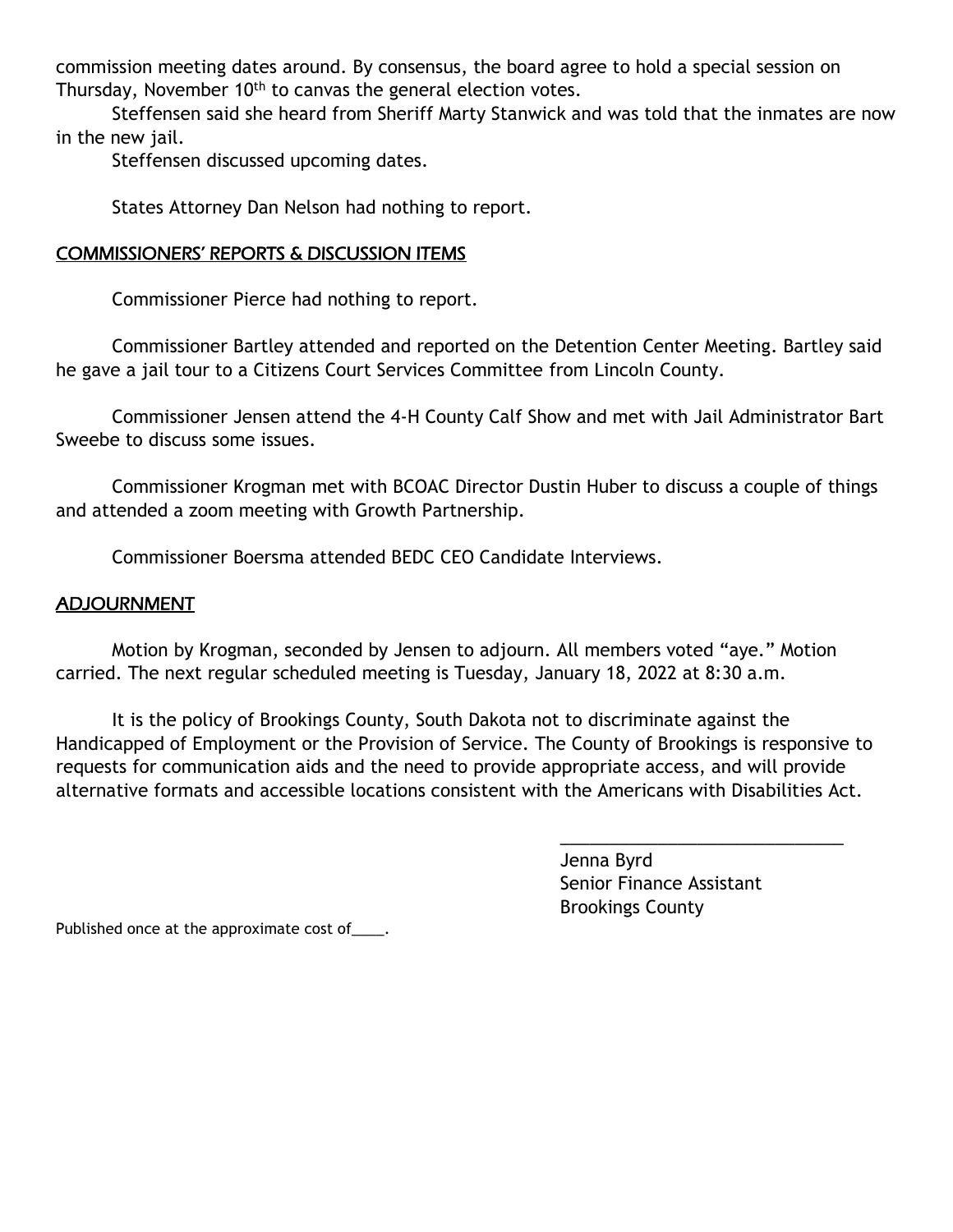commission meeting dates around. By consensus, the board agree to hold a special session on Thursday, November 10th to canvas the general election votes.

Steffensen said she heard from Sheriff Marty Stanwick and was told that the inmates are now in the new jail.

Steffensen discussed upcoming dates.

States Attorney Dan Nelson had nothing to report.

## COMMISSIONERS' REPORTS & DISCUSSION ITEMS

Commissioner Pierce had nothing to report.

Commissioner Bartley attended and reported on the Detention Center Meeting. Bartley said he gave a jail tour to a Citizens Court Services Committee from Lincoln County.

Commissioner Jensen attend the 4-H County Calf Show and met with Jail Administrator Bart Sweebe to discuss some issues.

Commissioner Krogman met with BCOAC Director Dustin Huber to discuss a couple of things and attended a zoom meeting with Growth Partnership.

Commissioner Boersma attended BEDC CEO Candidate Interviews.

## ADJOURNMENT

Motion by Krogman, seconded by Jensen to adjourn. All members voted "aye." Motion carried. The next regular scheduled meeting is Tuesday, January 18, 2022 at 8:30 a.m.

It is the policy of Brookings County, South Dakota not to discriminate against the Handicapped of Employment or the Provision of Service. The County of Brookings is responsive to requests for communication aids and the need to provide appropriate access, and will provide alternative formats and accessible locations consistent with the Americans with Disabilities Act.

______________________________
Jenna Byrd
Senior Finance Assistant
Brookings County

Published once at the approximate cost of____.